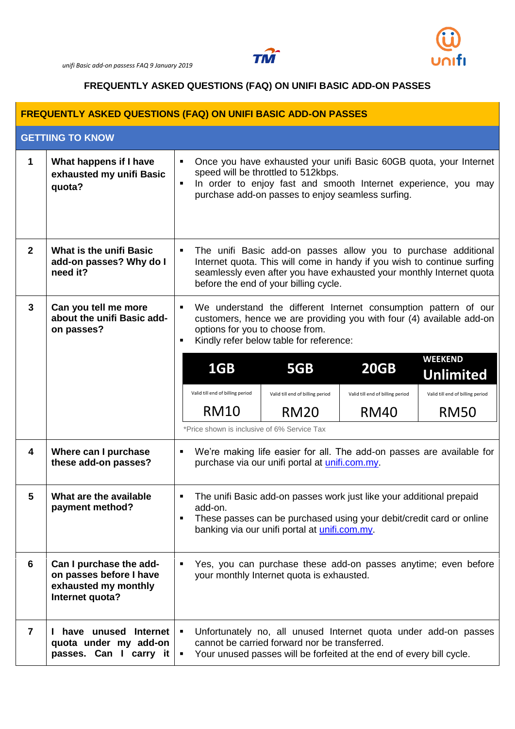*unifi Basic add-on passess FAQ 9 January 2019*

# FREQUENTLY ASKED QUESTIONS (FAQ) ON UNIFI BASIC ADD-ON PASSES

## FREQUENTLY ASKED QUESTIONS (FAQ) ON UNIFI BASIC ADD-ON PASSES

### GETTIING TO KNOW

**1. What happens if I have exhausted my unifi Basic quota?**

- Once you have exhausted your unifi Basic 60GB quota, your Internet speed will be throttled to 512kbps.
- In order to enjoy fast and smooth Internet experience, you may purchase add-on passes to enjoy seamless surfing.

**2. What is the unifi Basic add-on passes? Why do I need it?**

- The unifi Basic add-on passes allow you to purchase additional Internet quota. This will come in handy if you wish to continue surfing seamlessly even after you have exhausted your monthly Internet quota before the end of your billing cycle.

**3. Can you tell me more about the unifi Basic add-on passes?**

- We understand the different Internet consumption pattern of our customers, hence we are providing you with four (4) available add-on options for you to choose from.
- Kindly refer below table for reference:

| 1GB | 5GB | 20GB | WEEKEND Unlimited |
|---|---|---|---|
| Valid till end of billing period | Valid till end of billing period | Valid till end of billing period | Valid till end of billing period |
| RM10 | RM20 | RM40 | RM50 |

*Price shown is inclusive of 6% Service Tax

**4. Where can I purchase these add-on passes?**

- We're making life easier for all. The add-on passes are available for purchase via our unifi portal at unifi.com.my.

**5. What are the available payment method?**

- The unifi Basic add-on passes work just like your additional prepaid add-on.
- These passes can be purchased using your debit/credit card or online banking via our unifi portal at unifi.com.my.

**6. Can I purchase the add-on passes before I have exhausted my monthly Internet quota?**

- Yes, you can purchase these add-on passes anytime; even before your monthly Internet quota is exhausted.

**7. I have unused Internet quota under my add-on passes. Can I carry it**

- Unfortunately no, all unused Internet quota under add-on passes cannot be carried forward nor be transferred.
- Your unused passes will be forfeited at the end of every bill cycle.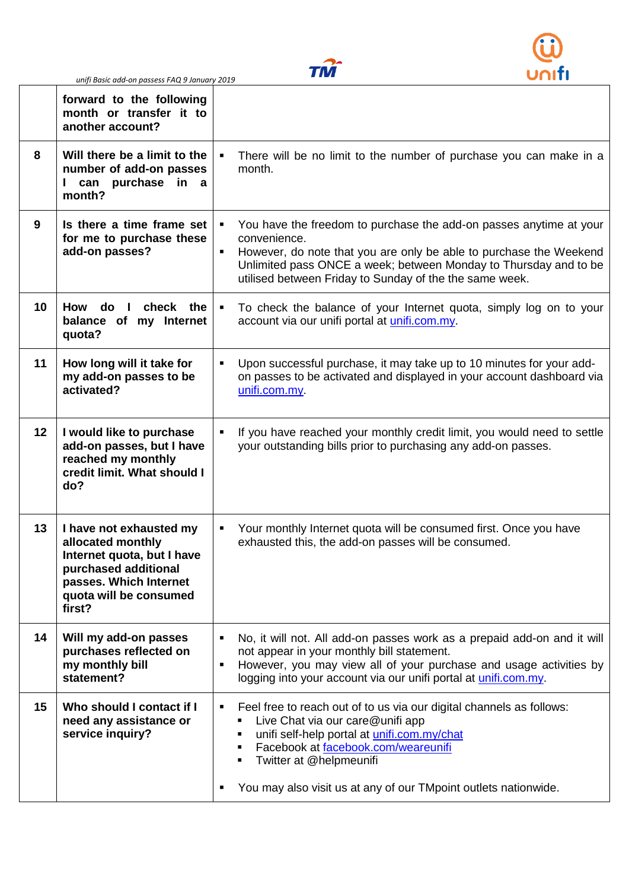| | | |
|---|---|---|
| | **forward to the following month or transfer it to another account?** | |
| 8 | **Will there be a limit to the number of add-on passes I can purchase in a month?** | ▪ There will be no limit to the number of purchase you can make in a month. |
| 9 | **Is there a time frame set for me to purchase these add-on passes?** | ▪ You have the freedom to purchase the add-on passes anytime at your convenience.<br>▪ However, do note that you are only be able to purchase the Weekend Unlimited pass ONCE a week; between Monday to Thursday and to be utilised between Friday to Sunday of the the same week. |
| 10 | **How do I check the balance of my Internet quota?** | ▪ To check the balance of your Internet quota, simply log on to your account via our unifi portal at [unifi.com.my](unifi.com.my). |
| 11 | **How long will it take for my add-on passes to be activated?** | ▪ Upon successful purchase, it may take up to 10 minutes for your add-on passes to be activated and displayed in your account dashboard via [unifi.com.my](unifi.com.my). |
| 12 | **I would like to purchase add-on passes, but I have reached my monthly credit limit. What should I do?** | ▪ If you have reached your monthly credit limit, you would need to settle your outstanding bills prior to purchasing any add-on passes. |
| 13 | **I have not exhausted my allocated monthly Internet quota, but I have purchased additional passes. Which Internet quota will be consumed first?** | ▪ Your monthly Internet quota will be consumed first. Once you have exhausted this, the add-on passes will be consumed. |
| 14 | **Will my add-on passes purchases reflected on my monthly bill statement?** | ▪ No, it will not. All add-on passes work as a prepaid add-on and it will not appear in your monthly bill statement.<br>▪ However, you may view all of your purchase and usage activities by logging into your account via our unifi portal at [unifi.com.my](unifi.com.my). |
| 15 | **Who should I contact if I need any assistance or service inquiry?** | ▪ Feel free to reach out of to us via our digital channels as follows:<br>&nbsp;&nbsp;▪ Live Chat via our care@unifi app<br>&nbsp;&nbsp;▪ unifi self-help portal at [unifi.com.my/chat](unifi.com.my/chat)<br>&nbsp;&nbsp;▪ Facebook at [facebook.com/weareunifi](facebook.com/weareunifi)<br>&nbsp;&nbsp;▪ Twitter at @helpmeunifi<br><br>▪ You may also visit us at any of our TMpoint outlets nationwide. |